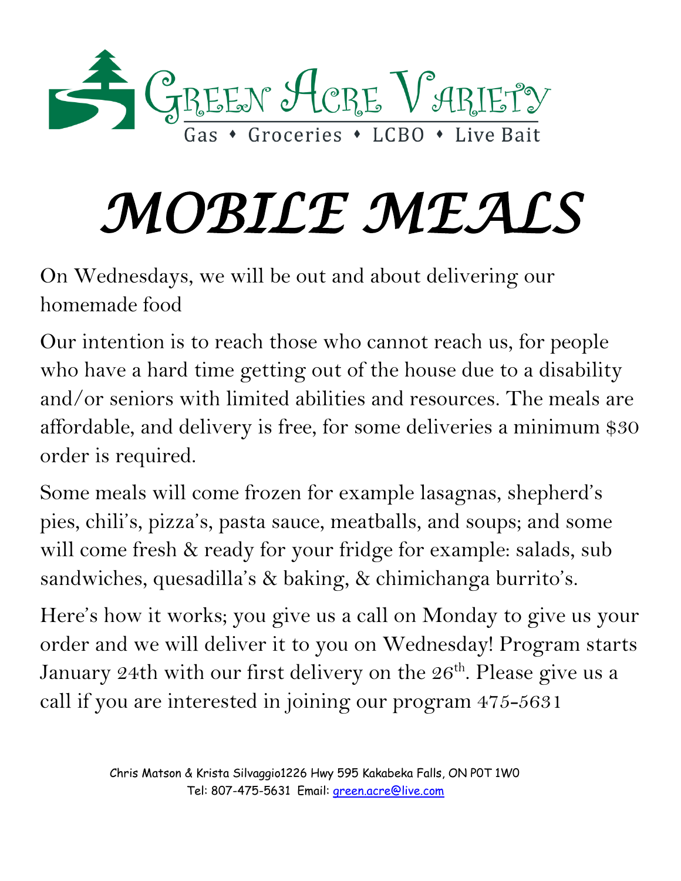# Green Acre Variety

Gas • Groceries • LCBO • Live Bait

# MOBILE MEALS

On Wednesdays, we will be out and about delivering our homemade food

Our intention is to reach those who cannot reach us, for people who have a hard time getting out of the house due to a disability and/or seniors with limited abilities and resources. The meals are affordable, and delivery is free, for some deliveries a minimum $30 order is required.

Some meals will come frozen for example lasagnas, shepherd's pies, chili's, pizza's, pasta sauce, meatballs, and soups; and some will come fresh & ready for your fridge for example: salads, sub sandwiches, quesadilla's & baking, & chimichanga burrito's.

Here's how it works; you give us a call on Monday to give us your order and we will deliver it to you on Wednesday! Program starts January 24th with our first delivery on the 26th. Please give us a call if you are interested in joining our program 475-5631

Chris Matson & Krista Silvaggio1226 Hwy 595 Kakabeka Falls, ON P0T 1W0
Tel: 807-475-5631 Email: green.acre@live.com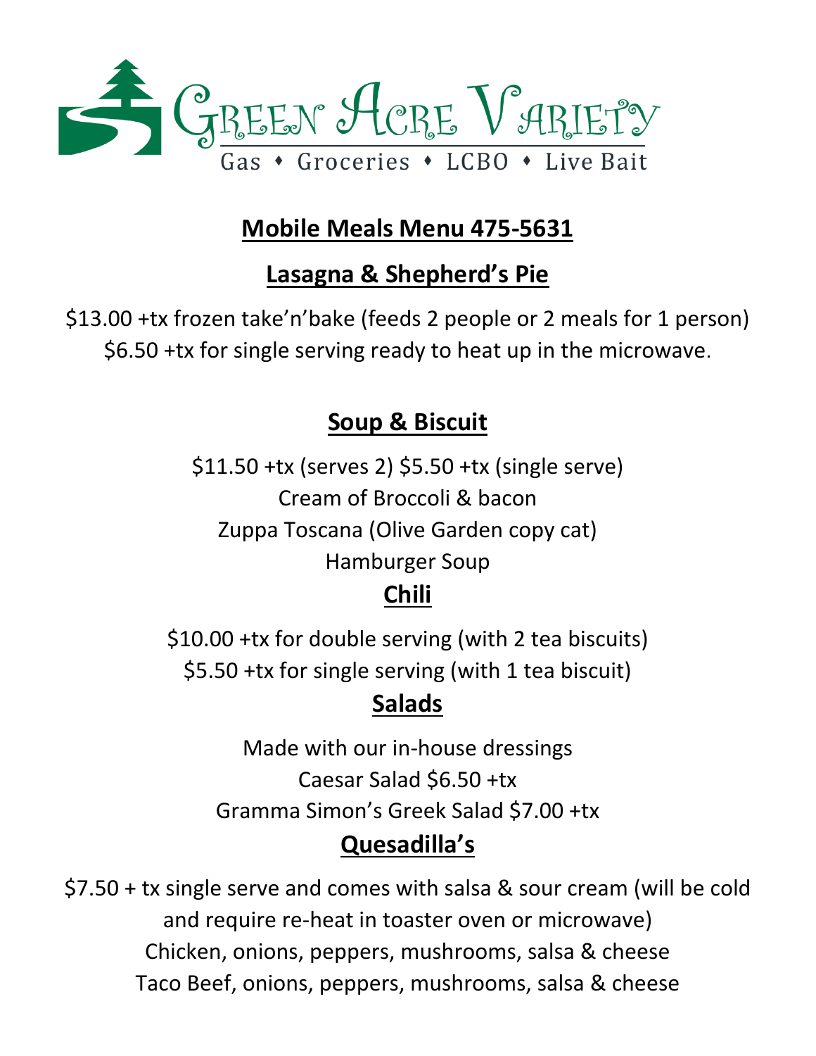# Green Acre Variety

Gas ♦ Groceries ♦ LCBO ♦ Live Bait

## Mobile Meals Menu 475-5631

## Lasagna & Shepherd's Pie

$13.00 +tx frozen take'n'bake (feeds 2 people or 2 meals for 1 person)

$6.50 +tx for single serving ready to heat up in the microwave.

## Soup & Biscuit

$11.50 +tx (serves 2) $5.50 +tx (single serve)

Cream of Broccoli & bacon

Zuppa Toscana (Olive Garden copy cat)

Hamburger Soup

## Chili

$10.00 +tx for double serving (with 2 tea biscuits)

$5.50 +tx for single serving (with 1 tea biscuit)

## Salads

Made with our in-house dressings

Caesar Salad $6.50 +tx

Gramma Simon's Greek Salad $7.00 +tx

## Quesadilla's

$7.50 + tx single serve and comes with salsa & sour cream (will be cold and require re-heat in toaster oven or microwave)

Chicken, onions, peppers, mushrooms, salsa & cheese

Taco Beef, onions, peppers, mushrooms, salsa & cheese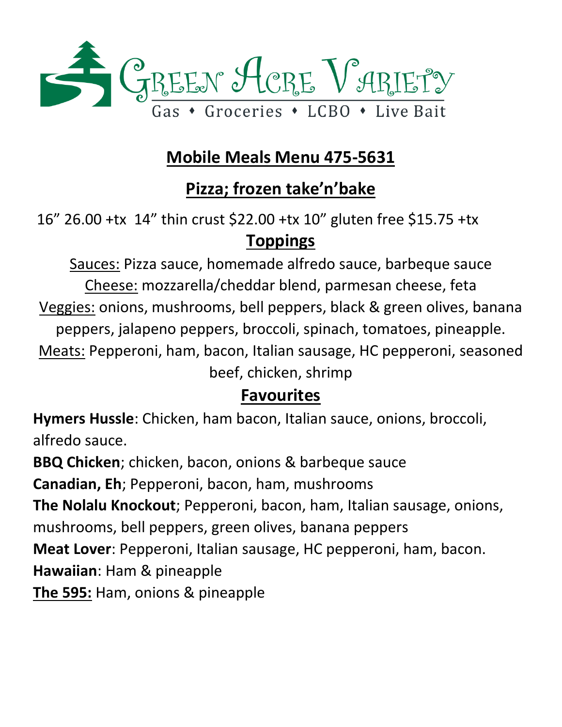# Green Acre Variety

Gas • Groceries • LCBO • Live Bait

## Mobile Meals Menu 475-5631

## Pizza; frozen take'n'bake

16" 26.00 +tx 14" thin crust $22.00 +tx 10" gluten free $15.75 +tx

### Toppings

Sauces: Pizza sauce, homemade alfredo sauce, barbeque sauce

Cheese: mozzarella/cheddar blend, parmesan cheese, feta

Veggies: onions, mushrooms, bell peppers, black & green olives, banana peppers, jalapeno peppers, broccoli, spinach, tomatoes, pineapple.

Meats: Pepperoni, ham, bacon, Italian sausage, HC pepperoni, seasoned beef, chicken, shrimp

### Favourites

**Hymers Hussle**: Chicken, ham bacon, Italian sauce, onions, broccoli, alfredo sauce.

**BBQ Chicken**; chicken, bacon, onions & barbeque sauce

**Canadian, Eh**; Pepperoni, bacon, ham, mushrooms

**The Nolalu Knockout**; Pepperoni, bacon, ham, Italian sausage, onions, mushrooms, bell peppers, green olives, banana peppers

**Meat Lover**: Pepperoni, Italian sausage, HC pepperoni, ham, bacon.

**Hawaiian**: Ham & pineapple

**The 595:** Ham, onions & pineapple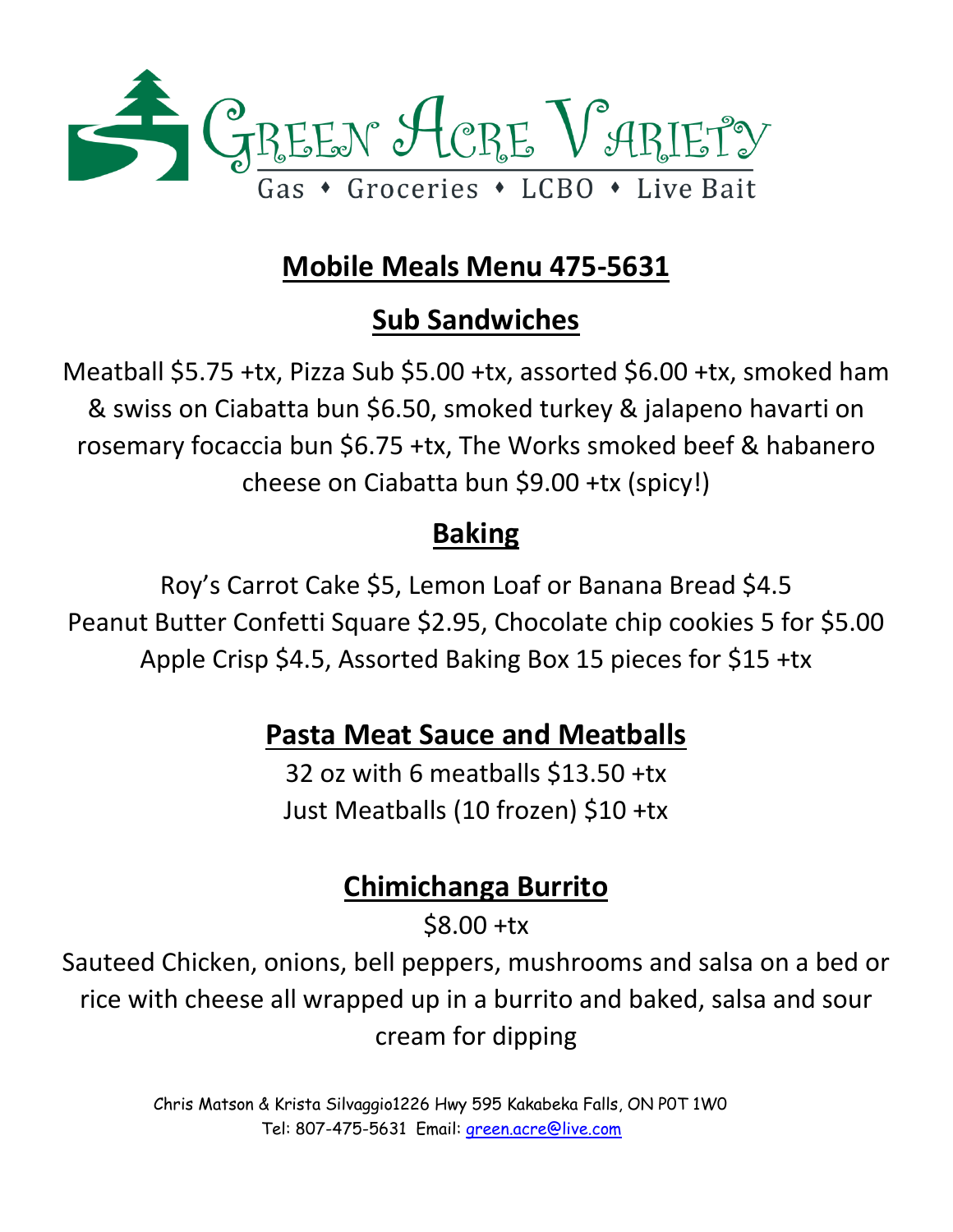# Green Acre Variety

Gas ♦ Groceries ♦ LCBO ♦ Live Bait

## Mobile Meals Menu 475-5631

## Sub Sandwiches

Meatball $5.75 +tx, Pizza Sub $5.00 +tx, assorted $6.00 +tx, smoked ham & swiss on Ciabatta bun $6.50, smoked turkey & jalapeno havarti on rosemary focaccia bun $6.75 +tx, The Works smoked beef & habanero cheese on Ciabatta bun $9.00 +tx (spicy!)

## Baking

Roy's Carrot Cake $5, Lemon Loaf or Banana Bread $4.5
Peanut Butter Confetti Square $2.95, Chocolate chip cookies 5 for $5.00
Apple Crisp $4.5, Assorted Baking Box 15 pieces for $15 +tx

## Pasta Meat Sauce and Meatballs

32 oz with 6 meatballs $13.50 +tx
Just Meatballs (10 frozen) $10 +tx

## Chimichanga Burrito

$8.00 +tx

Sauteed Chicken, onions, bell peppers, mushrooms and salsa on a bed or rice with cheese all wrapped up in a burrito and baked, salsa and sour cream for dipping

Chris Matson & Krista Silvaggio1226 Hwy 595 Kakabeka Falls, ON P0T 1W0
Tel: 807-475-5631 Email: green.acre@live.com